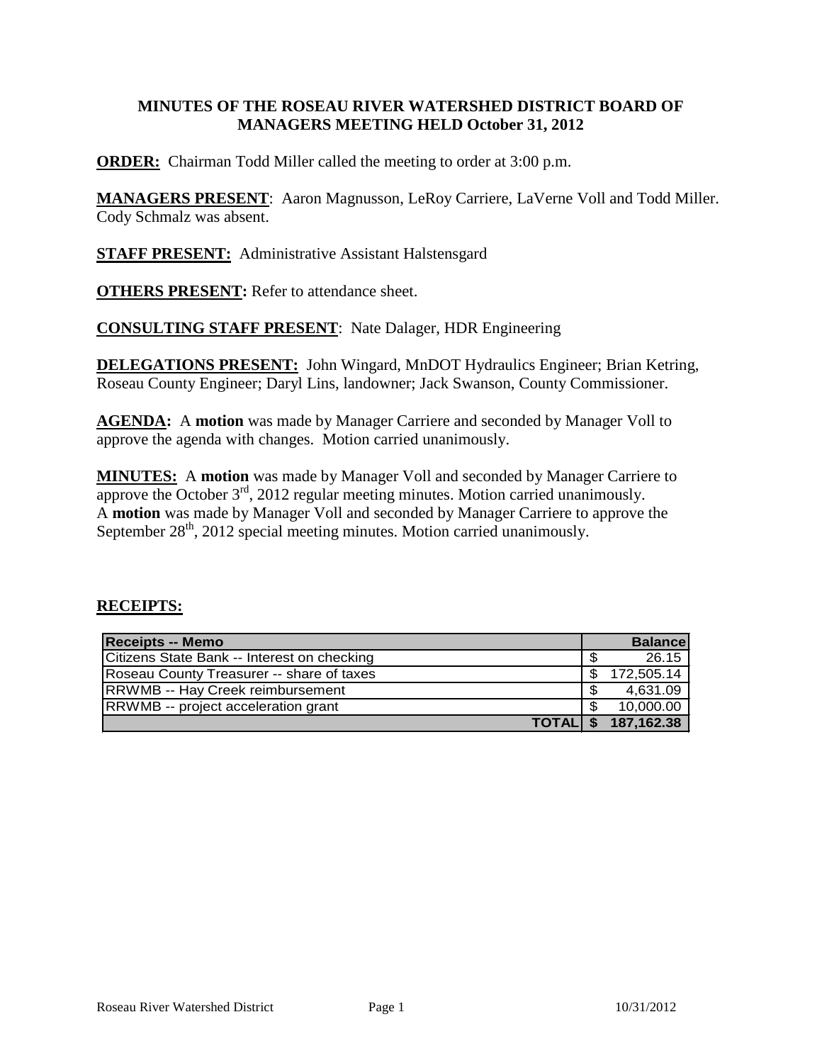# MINUTES OF THE ROSEAU RIVER WATERSHED DISTRICT BOARD OF MANAGERS MEETING HELD October 31, 2012

**ORDER:** Chairman Todd Miller called the meeting to order at 3:00 p.m.

**MANAGERS PRESENT**: Aaron Magnusson, LeRoy Carriere, LaVerne Voll and Todd Miller. Cody Schmalz was absent.

**STAFF PRESENT:** Administrative Assistant Halstensgard

**OTHERS PRESENT:** Refer to attendance sheet.

**CONSULTING STAFF PRESENT**: Nate Dalager, HDR Engineering

**DELEGATIONS PRESENT:** John Wingard, MnDOT Hydraulics Engineer; Brian Ketring, Roseau County Engineer; Daryl Lins, landowner; Jack Swanson, County Commissioner.

**AGENDA:** A **motion** was made by Manager Carriere and seconded by Manager Voll to approve the agenda with changes. Motion carried unanimously.

**MINUTES:** A **motion** was made by Manager Voll and seconded by Manager Carriere to approve the October 3rd, 2012 regular meeting minutes. Motion carried unanimously.
A **motion** was made by Manager Voll and seconded by Manager Carriere to approve the September 28th, 2012 special meeting minutes. Motion carried unanimously.

**RECEIPTS:**

| Receipts -- Memo | | Balance |
|---|---|---|
| Citizens State Bank -- Interest on checking | $ | 26.15 |
| Roseau County Treasurer -- share of taxes | $ | 172,505.14 |
| RRWMB -- Hay Creek reimbursement | $ | 4,631.09 |
| RRWMB -- project acceleration grant | $ | 10,000.00 |
| **TOTAL** | **$** | **187,162.38** |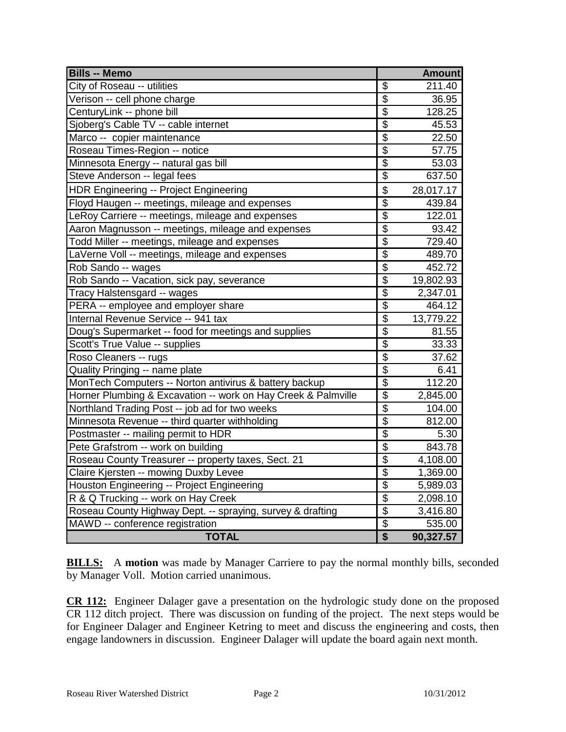| Bills -- Memo | Amount |
|---|---|
| City of Roseau -- utilities | $ 211.40 |
| Verison -- cell phone charge | $ 36.95 |
| CenturyLink -- phone bill | $ 128.25 |
| Sjoberg's Cable TV -- cable internet | $ 45.53 |
| Marco -- copier maintenance | $ 22.50 |
| Roseau Times-Region -- notice | $ 57.75 |
| Minnesota Energy -- natural gas bill | $ 53.03 |
| Steve Anderson -- legal fees | $ 637.50 |
| HDR Engineering -- Project Engineering | $ 28,017.17 |
| Floyd Haugen -- meetings, mileage and expenses | $ 439.84 |
| LeRoy Carriere -- meetings, mileage and expenses | $ 122.01 |
| Aaron Magnusson -- meetings, mileage and expenses | $ 93.42 |
| Todd Miller -- meetings, mileage and expenses | $ 729.40 |
| LaVerne Voll -- meetings, mileage and expenses | $ 489.70 |
| Rob Sando -- wages | $ 452.72 |
| Rob Sando -- Vacation, sick pay, severance | $ 19,802.93 |
| Tracy Halstensgard -- wages | $ 2,347.01 |
| PERA -- employee and employer share | $ 464.12 |
| Internal Revenue Service -- 941 tax | $ 13,779.22 |
| Doug's Supermarket -- food for meetings and supplies | $ 81.55 |
| Scott's True Value -- supplies | $ 33.33 |
| Roso Cleaners -- rugs | $ 37.62 |
| Quality Pringing -- name plate | $ 6.41 |
| MonTech Computers -- Norton antivirus & battery backup | $ 112.20 |
| Horner Plumbing & Excavation -- work on Hay Creek & Palmville | $ 2,845.00 |
| Northland Trading Post -- job ad for two weeks | $ 104.00 |
| Minnesota Revenue -- third quarter withholding | $ 812.00 |
| Postmaster -- mailing permit to HDR | $ 5.30 |
| Pete Grafstrom -- work on building | $ 843.78 |
| Roseau County Treasurer -- property taxes, Sect. 21 | $ 4,108.00 |
| Claire Kjersten -- mowing Duxby Levee | $ 1,369.00 |
| Houston Engineering -- Project Engineering | $ 5,989.03 |
| R & Q Trucking -- work on Hay Creek | $ 2,098.10 |
| Roseau County Highway Dept. -- spraying, survey & drafting | $ 3,416.80 |
| MAWD -- conference registration | $ 535.00 |
| **TOTAL** | **$ 90,327.57** |

**BILLS:** A **motion** was made by Manager Carriere to pay the normal monthly bills, seconded by Manager Voll. Motion carried unanimous.

**CR 112:** Engineer Dalager gave a presentation on the hydrologic study done on the proposed CR 112 ditch project. There was discussion on funding of the project. The next steps would be for Engineer Dalager and Engineer Ketring to meet and discuss the engineering and costs, then engage landowners in discussion. Engineer Dalager will update the board again next month.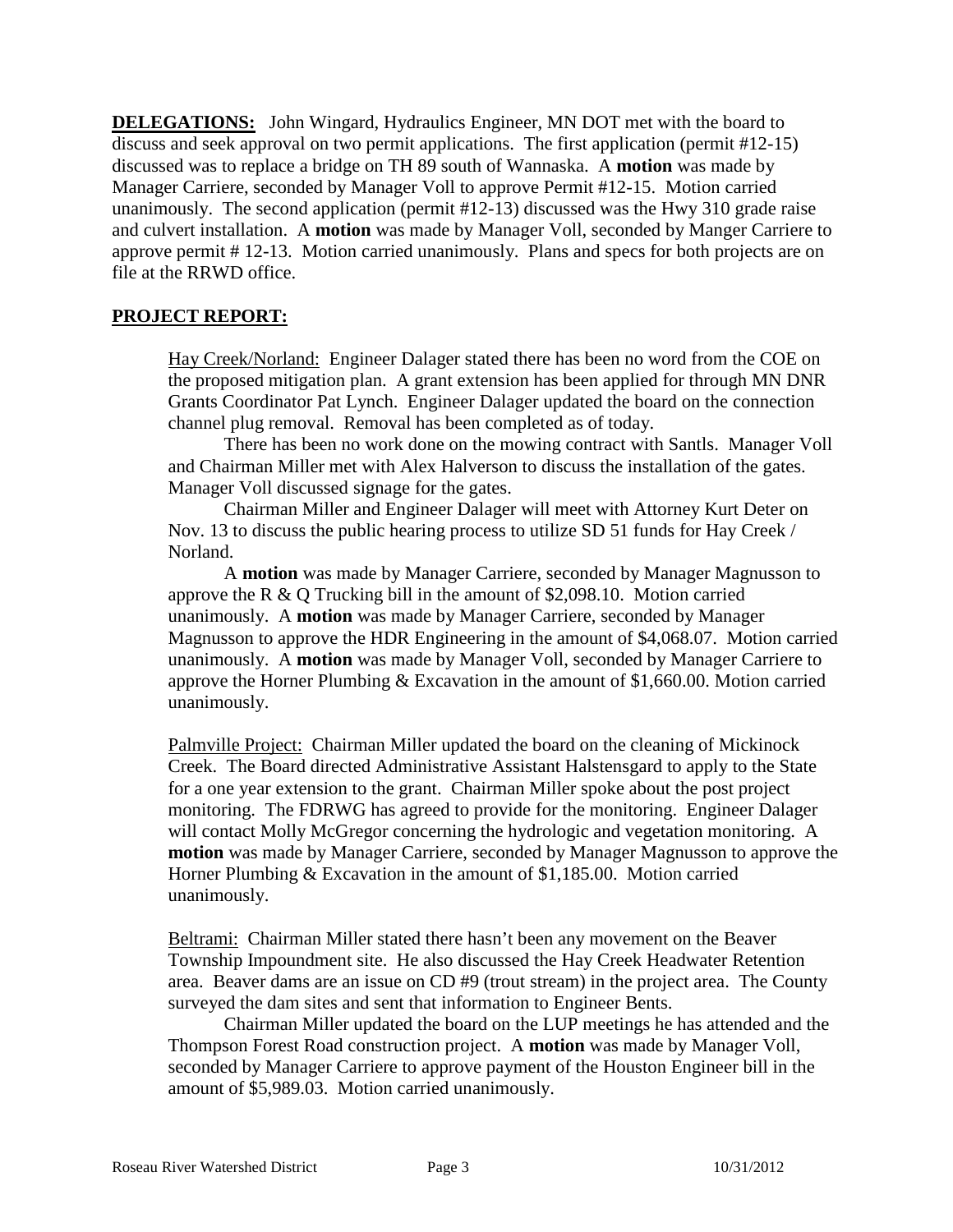**DELEGATIONS:** John Wingard, Hydraulics Engineer, MN DOT met with the board to discuss and seek approval on two permit applications. The first application (permit #12-15) discussed was to replace a bridge on TH 89 south of Wannaska. A **motion** was made by Manager Carriere, seconded by Manager Voll to approve Permit #12-15. Motion carried unanimously. The second application (permit #12-13) discussed was the Hwy 310 grade raise and culvert installation. A **motion** was made by Manager Voll, seconded by Manger Carriere to approve permit # 12-13. Motion carried unanimously. Plans and specs for both projects are on file at the RRWD office.

**PROJECT REPORT:**

Hay Creek/Norland: Engineer Dalager stated there has been no word from the COE on the proposed mitigation plan. A grant extension has been applied for through MN DNR Grants Coordinator Pat Lynch. Engineer Dalager updated the board on the connection channel plug removal. Removal has been completed as of today.

There has been no work done on the mowing contract with Santls. Manager Voll and Chairman Miller met with Alex Halverson to discuss the installation of the gates. Manager Voll discussed signage for the gates.

Chairman Miller and Engineer Dalager will meet with Attorney Kurt Deter on Nov. 13 to discuss the public hearing process to utilize SD 51 funds for Hay Creek / Norland.

A **motion** was made by Manager Carriere, seconded by Manager Magnusson to approve the R & Q Trucking bill in the amount of $2,098.10. Motion carried unanimously. A **motion** was made by Manager Carriere, seconded by Manager Magnusson to approve the HDR Engineering in the amount of $4,068.07. Motion carried unanimously. A **motion** was made by Manager Voll, seconded by Manager Carriere to approve the Horner Plumbing & Excavation in the amount of $1,660.00. Motion carried unanimously.

Palmville Project: Chairman Miller updated the board on the cleaning of Mickinock Creek. The Board directed Administrative Assistant Halstensgard to apply to the State for a one year extension to the grant. Chairman Miller spoke about the post project monitoring. The FDRWG has agreed to provide for the monitoring. Engineer Dalager will contact Molly McGregor concerning the hydrologic and vegetation monitoring. A **motion** was made by Manager Carriere, seconded by Manager Magnusson to approve the Horner Plumbing & Excavation in the amount of $1,185.00. Motion carried unanimously.

Beltrami: Chairman Miller stated there hasn't been any movement on the Beaver Township Impoundment site. He also discussed the Hay Creek Headwater Retention area. Beaver dams are an issue on CD #9 (trout stream) in the project area. The County surveyed the dam sites and sent that information to Engineer Bents.

Chairman Miller updated the board on the LUP meetings he has attended and the Thompson Forest Road construction project. A **motion** was made by Manager Voll, seconded by Manager Carriere to approve payment of the Houston Engineer bill in the amount of $5,989.03. Motion carried unanimously.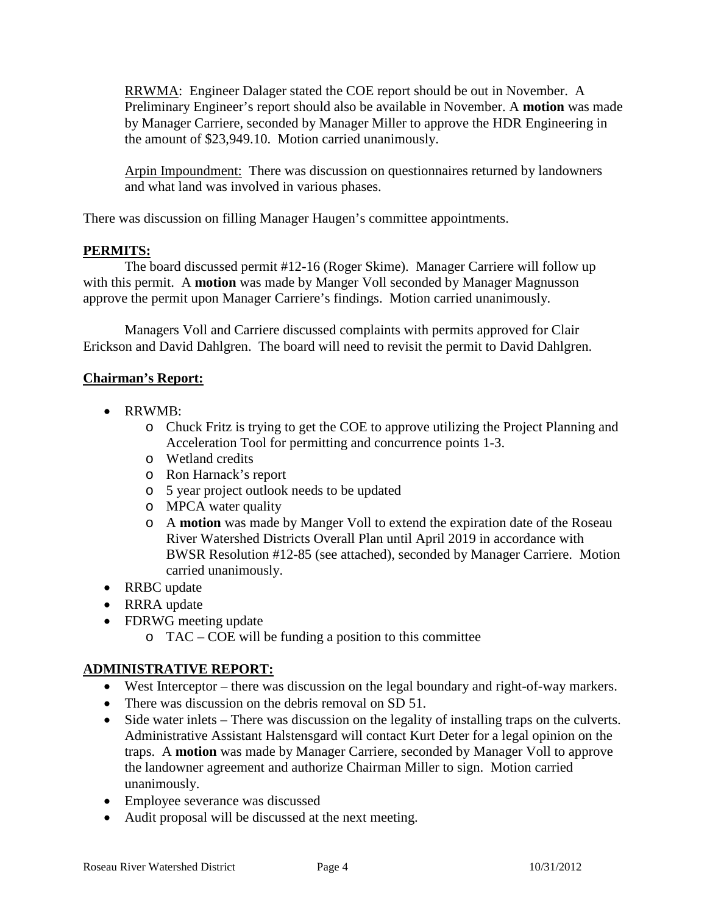RRWMA: Engineer Dalager stated the COE report should be out in November. A Preliminary Engineer's report should also be available in November. A **motion** was made by Manager Carriere, seconded by Manager Miller to approve the HDR Engineering in the amount of $23,949.10. Motion carried unanimously.

Arpin Impoundment: There was discussion on questionnaires returned by landowners and what land was involved in various phases.

There was discussion on filling Manager Haugen's committee appointments.

## PERMITS:

The board discussed permit #12-16 (Roger Skime). Manager Carriere will follow up with this permit. A **motion** was made by Manger Voll seconded by Manager Magnusson approve the permit upon Manager Carriere's findings. Motion carried unanimously.

Managers Voll and Carriere discussed complaints with permits approved for Clair Erickson and David Dahlgren. The board will need to revisit the permit to David Dahlgren.

## Chairman's Report:

- RRWMB:
  - Chuck Fritz is trying to get the COE to approve utilizing the Project Planning and Acceleration Tool for permitting and concurrence points 1-3.
  - Wetland credits
  - Ron Harnack's report
  - 5 year project outlook needs to be updated
  - MPCA water quality
  - A **motion** was made by Manger Voll to extend the expiration date of the Roseau River Watershed Districts Overall Plan until April 2019 in accordance with BWSR Resolution #12-85 (see attached), seconded by Manager Carriere. Motion carried unanimously.
- RRBC update
- RRRA update
- FDRWG meeting update
  - TAC – COE will be funding a position to this committee

## ADMINISTRATIVE REPORT:

- West Interceptor – there was discussion on the legal boundary and right-of-way markers.
- There was discussion on the debris removal on SD 51.
- Side water inlets – There was discussion on the legality of installing traps on the culverts. Administrative Assistant Halstensgard will contact Kurt Deter for a legal opinion on the traps. A **motion** was made by Manager Carriere, seconded by Manager Voll to approve the landowner agreement and authorize Chairman Miller to sign. Motion carried unanimously.
- Employee severance was discussed
- Audit proposal will be discussed at the next meeting.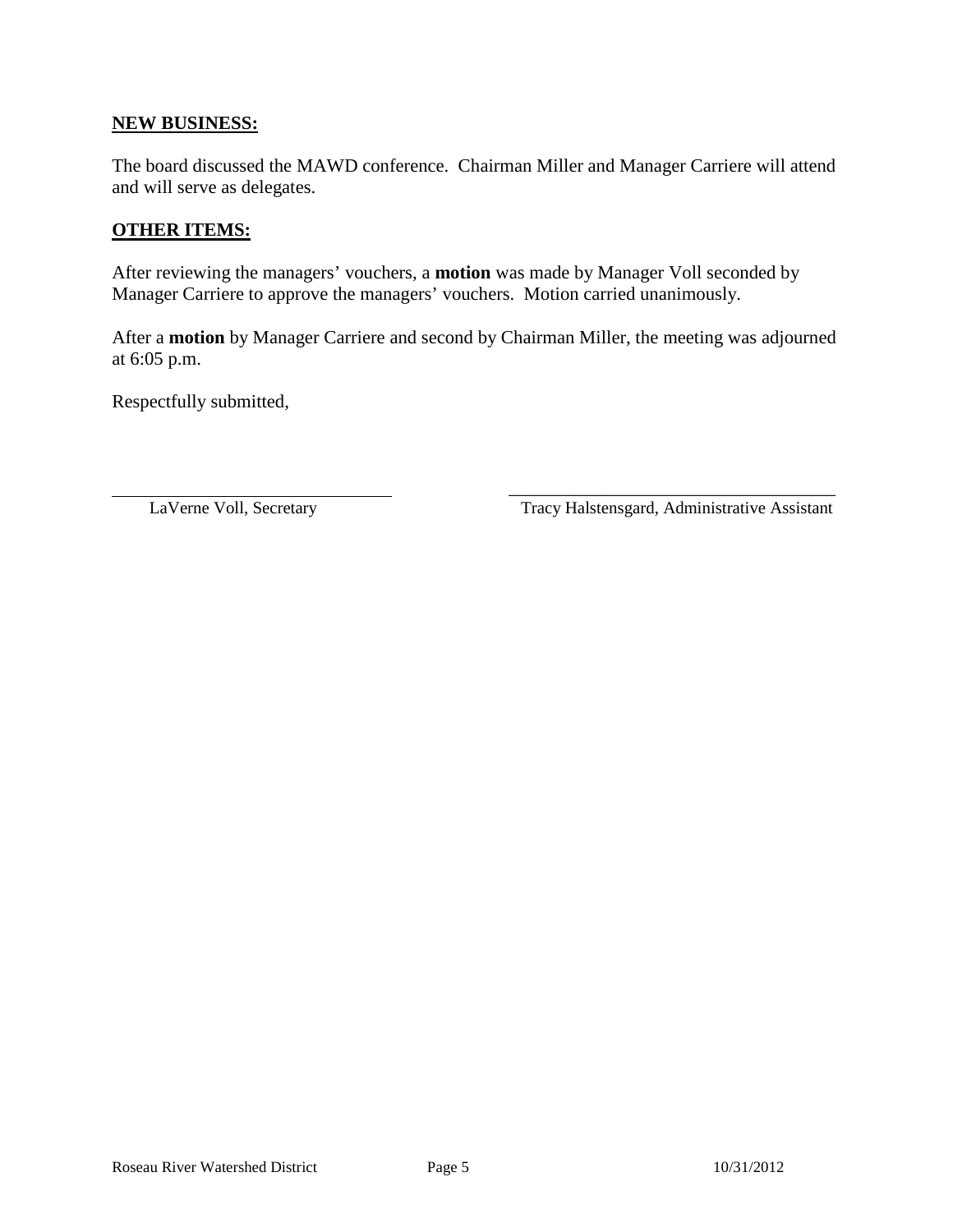**NEW BUSINESS:**

The board discussed the MAWD conference. Chairman Miller and Manager Carriere will attend and will serve as delegates.

**OTHER ITEMS:**

After reviewing the managers' vouchers, a **motion** was made by Manager Voll seconded by Manager Carriere to approve the managers' vouchers. Motion carried unanimously.

After a **motion** by Manager Carriere and second by Chairman Miller, the meeting was adjourned at 6:05 p.m.

Respectfully submitted,

LaVerne Voll, Secretary

Tracy Halstensgard, Administrative Assistant